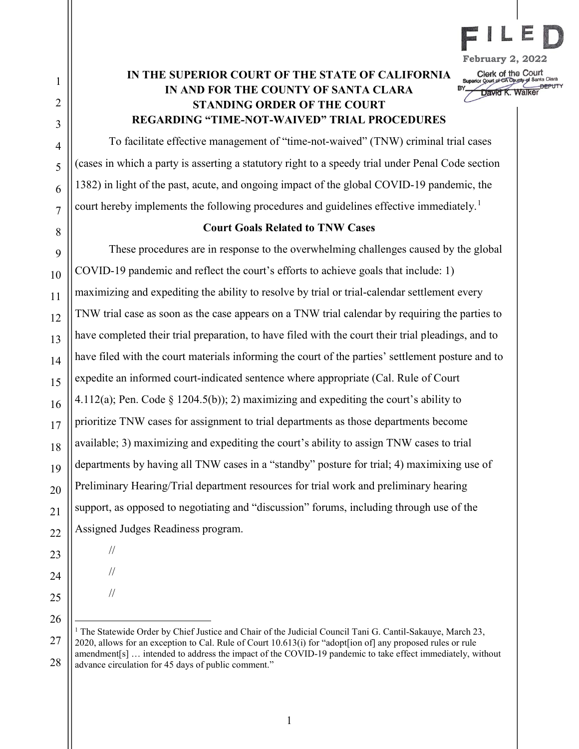FILED
February 2, 2022
Clerk of the Court
Superior Court of CA County of Santa Clara
BY David K. Walker DEPUTY

# IN THE SUPERIOR COURT OF THE STATE OF CALIFORNIA IN AND FOR THE COUNTY OF SANTA CLARA STANDING ORDER OF THE COURT REGARDING "TIME-NOT-WAIVED" TRIAL PROCEDURES

To facilitate effective management of "time-not-waived" (TNW) criminal trial cases (cases in which a party is asserting a statutory right to a speedy trial under Penal Code section 1382) in light of the past, acute, and ongoing impact of the global COVID-19 pandemic, the court hereby implements the following procedures and guidelines effective immediately.[1]

## Court Goals Related to TNW Cases

These procedures are in response to the overwhelming challenges caused by the global COVID-19 pandemic and reflect the court's efforts to achieve goals that include: 1) maximizing and expediting the ability to resolve by trial or trial-calendar settlement every TNW trial case as soon as the case appears on a TNW trial calendar by requiring the parties to have completed their trial preparation, to have filed with the court their trial pleadings, and to have filed with the court materials informing the court of the parties' settlement posture and to expedite an informed court-indicated sentence where appropriate (Cal. Rule of Court 4.112(a); Pen. Code § 1204.5(b)); 2) maximizing and expediting the court's ability to prioritize TNW cases for assignment to trial departments as those departments become available; 3) maximizing and expediting the court's ability to assign TNW cases to trial departments by having all TNW cases in a "standby" posture for trial; 4) maximixing use of Preliminary Hearing/Trial department resources for trial work and preliminary hearing support, as opposed to negotiating and "discussion" forums, including through use of the Assigned Judges Readiness program.

//

//

//

[1] The Statewide Order by Chief Justice and Chair of the Judicial Council Tani G. Cantil-Sakauye, March 23, 2020, allows for an exception to Cal. Rule of Court 10.613(i) for "adopt[ion of] any proposed rules or rule amendment[s] … intended to address the impact of the COVID-19 pandemic to take effect immediately, without advance circulation for 45 days of public comment."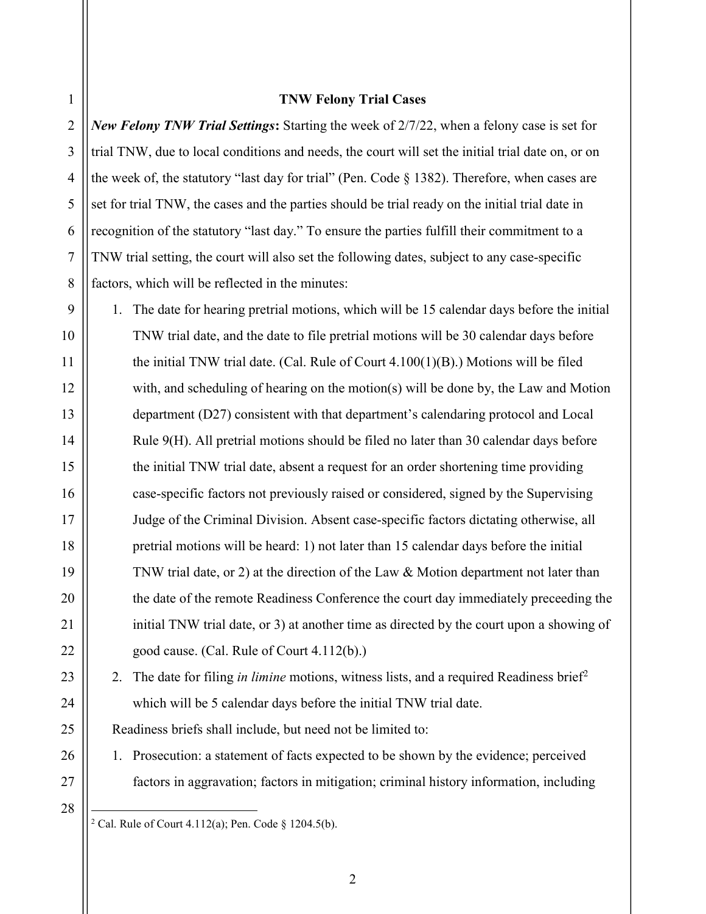## TNW Felony Trial Cases

***New Felony TNW Trial Settings*:** Starting the week of 2/7/22, when a felony case is set for trial TNW, due to local conditions and needs, the court will set the initial trial date on, or on the week of, the statutory "last day for trial" (Pen. Code § 1382). Therefore, when cases are set for trial TNW, the cases and the parties should be trial ready on the initial trial date in recognition of the statutory "last day." To ensure the parties fulfill their commitment to a TNW trial setting, the court will also set the following dates, subject to any case-specific factors, which will be reflected in the minutes:

1. The date for hearing pretrial motions, which will be 15 calendar days before the initial TNW trial date, and the date to file pretrial motions will be 30 calendar days before the initial TNW trial date. (Cal. Rule of Court 4.100(1)(B).) Motions will be filed with, and scheduling of hearing on the motion(s) will be done by, the Law and Motion department (D27) consistent with that department's calendaring protocol and Local Rule 9(H). All pretrial motions should be filed no later than 30 calendar days before the initial TNW trial date, absent a request for an order shortening time providing case-specific factors not previously raised or considered, signed by the Supervising Judge of the Criminal Division. Absent case-specific factors dictating otherwise, all pretrial motions will be heard: 1) not later than 15 calendar days before the initial TNW trial date, or 2) at the direction of the Law & Motion department not later than the date of the remote Readiness Conference the court day immediately preceeding the initial TNW trial date, or 3) at another time as directed by the court upon a showing of good cause. (Cal. Rule of Court 4.112(b).)
2. The date for filing *in limine* motions, witness lists, and a required Readiness brief[2] which will be 5 calendar days before the initial TNW trial date.

Readiness briefs shall include, but need not be limited to:

1. Prosecution: a statement of facts expected to be shown by the evidence; perceived factors in aggravation; factors in mitigation; criminal history information, including

---

[2] Cal. Rule of Court 4.112(a); Pen. Code § 1204.5(b).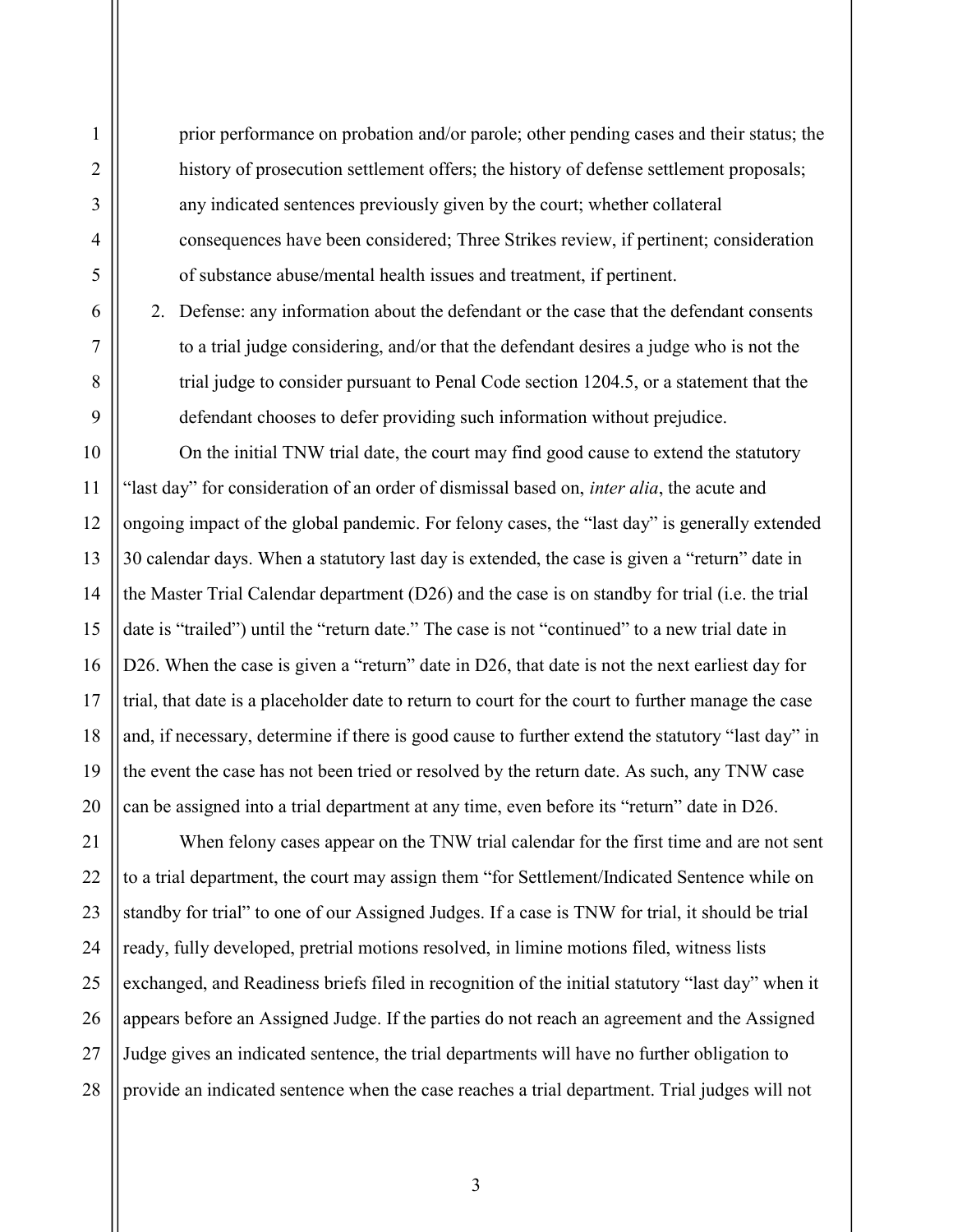prior performance on probation and/or parole; other pending cases and their status; the history of prosecution settlement offers; the history of defense settlement proposals; any indicated sentences previously given by the court; whether collateral consequences have been considered; Three Strikes review, if pertinent; consideration of substance abuse/mental health issues and treatment, if pertinent.

2. Defense: any information about the defendant or the case that the defendant consents to a trial judge considering, and/or that the defendant desires a judge who is not the trial judge to consider pursuant to Penal Code section 1204.5, or a statement that the defendant chooses to defer providing such information without prejudice.

On the initial TNW trial date, the court may find good cause to extend the statutory "last day" for consideration of an order of dismissal based on, *inter alia*, the acute and ongoing impact of the global pandemic. For felony cases, the "last day" is generally extended 30 calendar days. When a statutory last day is extended, the case is given a "return" date in the Master Trial Calendar department (D26) and the case is on standby for trial (i.e. the trial date is "trailed") until the "return date." The case is not "continued" to a new trial date in D26. When the case is given a "return" date in D26, that date is not the next earliest day for trial, that date is a placeholder date to return to court for the court to further manage the case and, if necessary, determine if there is good cause to further extend the statutory "last day" in the event the case has not been tried or resolved by the return date. As such, any TNW case can be assigned into a trial department at any time, even before its "return" date in D26.

When felony cases appear on the TNW trial calendar for the first time and are not sent to a trial department, the court may assign them "for Settlement/Indicated Sentence while on standby for trial" to one of our Assigned Judges. If a case is TNW for trial, it should be trial ready, fully developed, pretrial motions resolved, in limine motions filed, witness lists exchanged, and Readiness briefs filed in recognition of the initial statutory "last day" when it appears before an Assigned Judge. If the parties do not reach an agreement and the Assigned Judge gives an indicated sentence, the trial departments will have no further obligation to provide an indicated sentence when the case reaches a trial department. Trial judges will not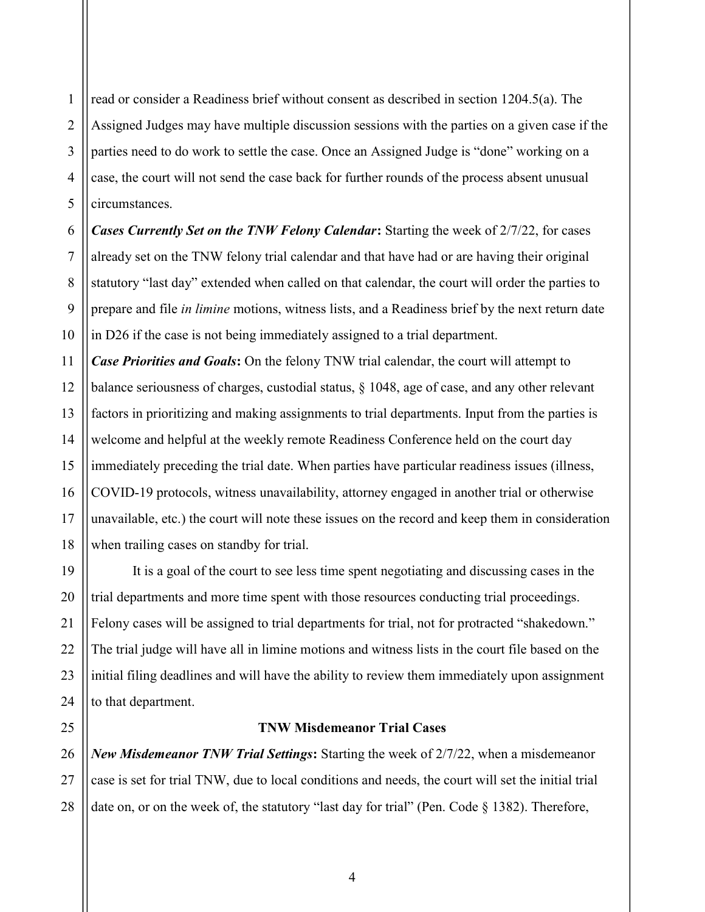read or consider a Readiness brief without consent as described in section 1204.5(a). The Assigned Judges may have multiple discussion sessions with the parties on a given case if the parties need to do work to settle the case. Once an Assigned Judge is "done" working on a case, the court will not send the case back for further rounds of the process absent unusual circumstances.

***Cases Currently Set on the TNW Felony Calendar*:** Starting the week of 2/7/22, for cases already set on the TNW felony trial calendar and that have had or are having their original statutory "last day" extended when called on that calendar, the court will order the parties to prepare and file *in limine* motions, witness lists, and a Readiness brief by the next return date in D26 if the case is not being immediately assigned to a trial department.

***Case Priorities and Goals*:** On the felony TNW trial calendar, the court will attempt to balance seriousness of charges, custodial status, § 1048, age of case, and any other relevant factors in prioritizing and making assignments to trial departments. Input from the parties is welcome and helpful at the weekly remote Readiness Conference held on the court day immediately preceding the trial date. When parties have particular readiness issues (illness, COVID-19 protocols, witness unavailability, attorney engaged in another trial or otherwise unavailable, etc.) the court will note these issues on the record and keep them in consideration when trailing cases on standby for trial.

It is a goal of the court to see less time spent negotiating and discussing cases in the trial departments and more time spent with those resources conducting trial proceedings. Felony cases will be assigned to trial departments for trial, not for protracted "shakedown." The trial judge will have all in limine motions and witness lists in the court file based on the initial filing deadlines and will have the ability to review them immediately upon assignment to that department.

**TNW Misdemeanor Trial Cases**

***New Misdemeanor TNW Trial Settings*:** Starting the week of 2/7/22, when a misdemeanor case is set for trial TNW, due to local conditions and needs, the court will set the initial trial date on, or on the week of, the statutory "last day for trial" (Pen. Code § 1382). Therefore,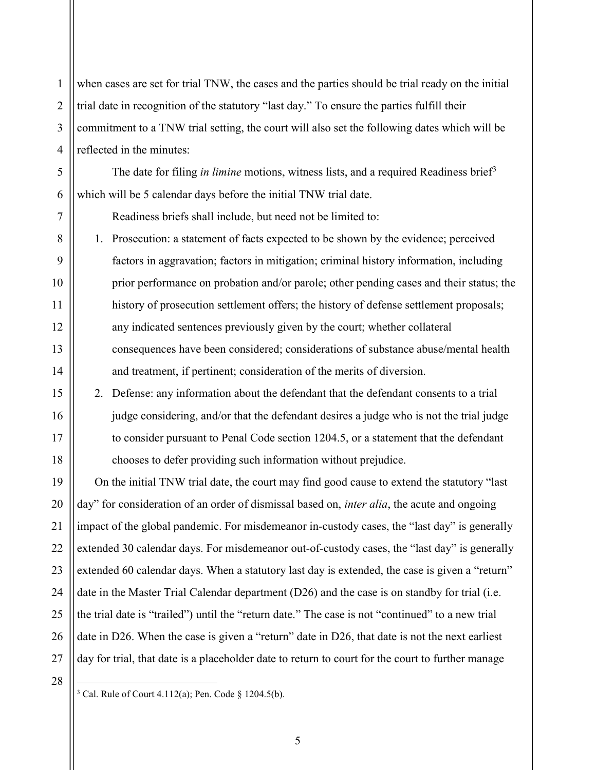when cases are set for trial TNW, the cases and the parties should be trial ready on the initial trial date in recognition of the statutory "last day." To ensure the parties fulfill their commitment to a TNW trial setting, the court will also set the following dates which will be reflected in the minutes:

The date for filing *in limine* motions, witness lists, and a required Readiness brief[3] which will be 5 calendar days before the initial TNW trial date.

Readiness briefs shall include, but need not be limited to:

1. Prosecution: a statement of facts expected to be shown by the evidence; perceived factors in aggravation; factors in mitigation; criminal history information, including prior performance on probation and/or parole; other pending cases and their status; the history of prosecution settlement offers; the history of defense settlement proposals; any indicated sentences previously given by the court; whether collateral consequences have been considered; considerations of substance abuse/mental health and treatment, if pertinent; consideration of the merits of diversion.
2. Defense: any information about the defendant that the defendant consents to a trial judge considering, and/or that the defendant desires a judge who is not the trial judge to consider pursuant to Penal Code section 1204.5, or a statement that the defendant chooses to defer providing such information without prejudice.

On the initial TNW trial date, the court may find good cause to extend the statutory "last day" for consideration of an order of dismissal based on, *inter alia*, the acute and ongoing impact of the global pandemic. For misdemeanor in-custody cases, the "last day" is generally extended 30 calendar days. For misdemeanor out-of-custody cases, the "last day" is generally extended 60 calendar days. When a statutory last day is extended, the case is given a "return" date in the Master Trial Calendar department (D26) and the case is on standby for trial (i.e. the trial date is "trailed") until the "return date." The case is not "continued" to a new trial date in D26. When the case is given a "return" date in D26, that date is not the next earliest day for trial, that date is a placeholder date to return to court for the court to further manage

---

[3] Cal. Rule of Court 4.112(a); Pen. Code § 1204.5(b).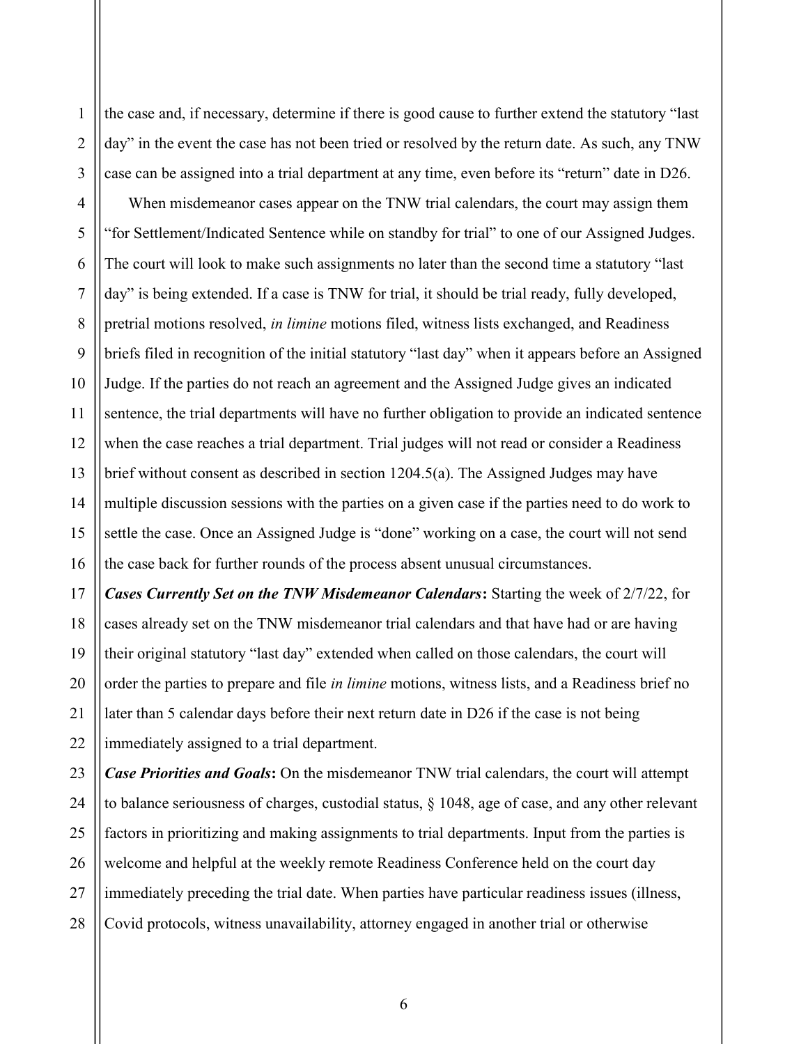the case and, if necessary, determine if there is good cause to further extend the statutory "last day" in the event the case has not been tried or resolved by the return date. As such, any TNW case can be assigned into a trial department at any time, even before its "return" date in D26.

When misdemeanor cases appear on the TNW trial calendars, the court may assign them "for Settlement/Indicated Sentence while on standby for trial" to one of our Assigned Judges. The court will look to make such assignments no later than the second time a statutory "last day" is being extended. If a case is TNW for trial, it should be trial ready, fully developed, pretrial motions resolved, *in limine* motions filed, witness lists exchanged, and Readiness briefs filed in recognition of the initial statutory "last day" when it appears before an Assigned Judge. If the parties do not reach an agreement and the Assigned Judge gives an indicated sentence, the trial departments will have no further obligation to provide an indicated sentence when the case reaches a trial department. Trial judges will not read or consider a Readiness brief without consent as described in section 1204.5(a). The Assigned Judges may have multiple discussion sessions with the parties on a given case if the parties need to do work to settle the case. Once an Assigned Judge is "done" working on a case, the court will not send the case back for further rounds of the process absent unusual circumstances.

***Cases Currently Set on the TNW Misdemeanor Calendars*:** Starting the week of 2/7/22, for cases already set on the TNW misdemeanor trial calendars and that have had or are having their original statutory "last day" extended when called on those calendars, the court will order the parties to prepare and file *in limine* motions, witness lists, and a Readiness brief no later than 5 calendar days before their next return date in D26 if the case is not being immediately assigned to a trial department.

***Case Priorities and Goals*:** On the misdemeanor TNW trial calendars, the court will attempt to balance seriousness of charges, custodial status, § 1048, age of case, and any other relevant factors in prioritizing and making assignments to trial departments. Input from the parties is welcome and helpful at the weekly remote Readiness Conference held on the court day immediately preceding the trial date. When parties have particular readiness issues (illness, Covid protocols, witness unavailability, attorney engaged in another trial or otherwise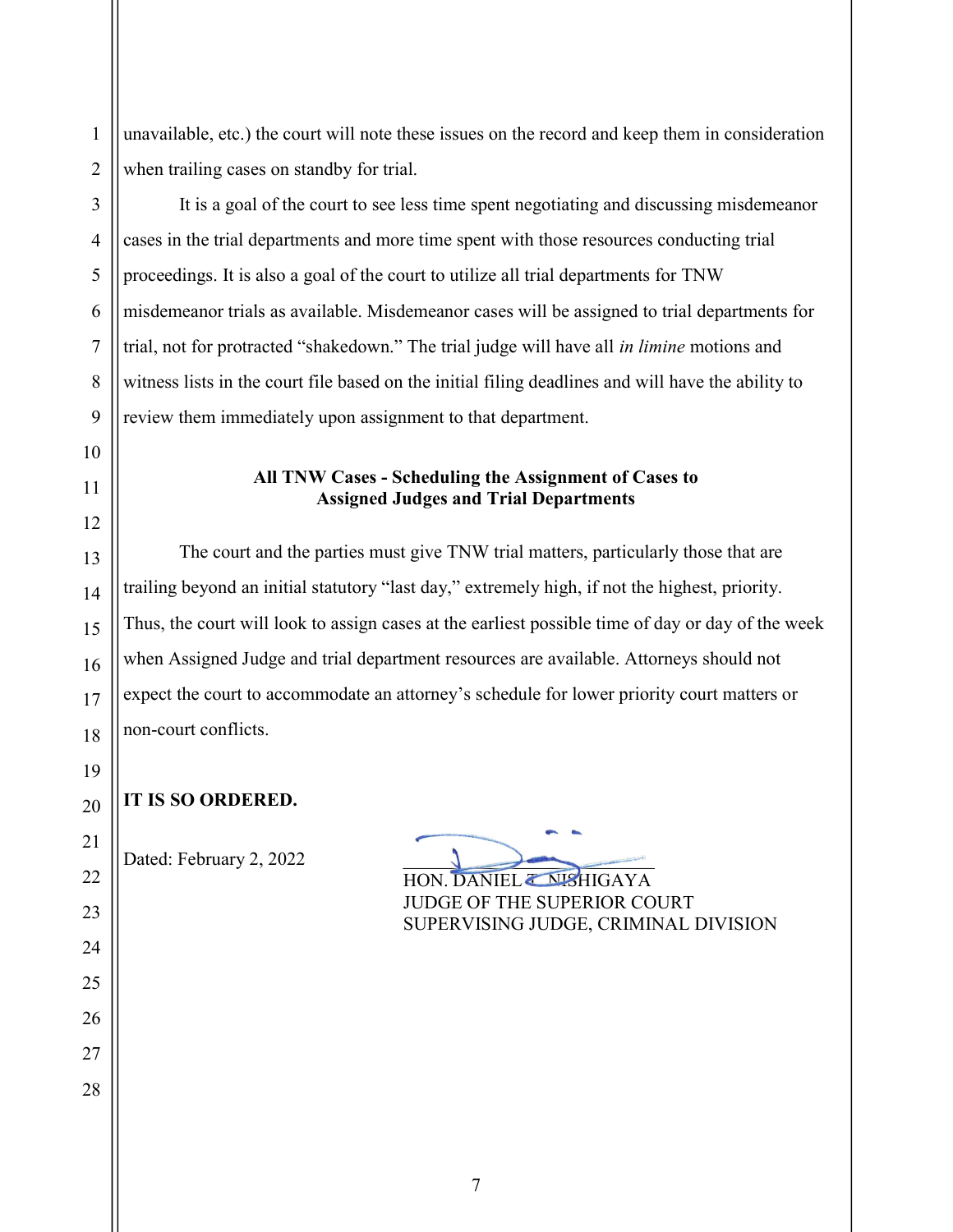unavailable, etc.) the court will note these issues on the record and keep them in consideration when trailing cases on standby for trial.

It is a goal of the court to see less time spent negotiating and discussing misdemeanor cases in the trial departments and more time spent with those resources conducting trial proceedings. It is also a goal of the court to utilize all trial departments for TNW misdemeanor trials as available. Misdemeanor cases will be assigned to trial departments for trial, not for protracted "shakedown." The trial judge will have all *in limine* motions and witness lists in the court file based on the initial filing deadlines and will have the ability to review them immediately upon assignment to that department.

**All TNW Cases - Scheduling the Assignment of Cases to Assigned Judges and Trial Departments**

The court and the parties must give TNW trial matters, particularly those that are trailing beyond an initial statutory "last day," extremely high, if not the highest, priority. Thus, the court will look to assign cases at the earliest possible time of day or day of the week when Assigned Judge and trial department resources are available. Attorneys should not expect the court to accommodate an attorney's schedule for lower priority court matters or non-court conflicts.

**IT IS SO ORDERED.**

Dated: February 2, 2022

HON. DANIEL Z. NISHIGAYA
JUDGE OF THE SUPERIOR COURT
SUPERVISING JUDGE, CRIMINAL DIVISION